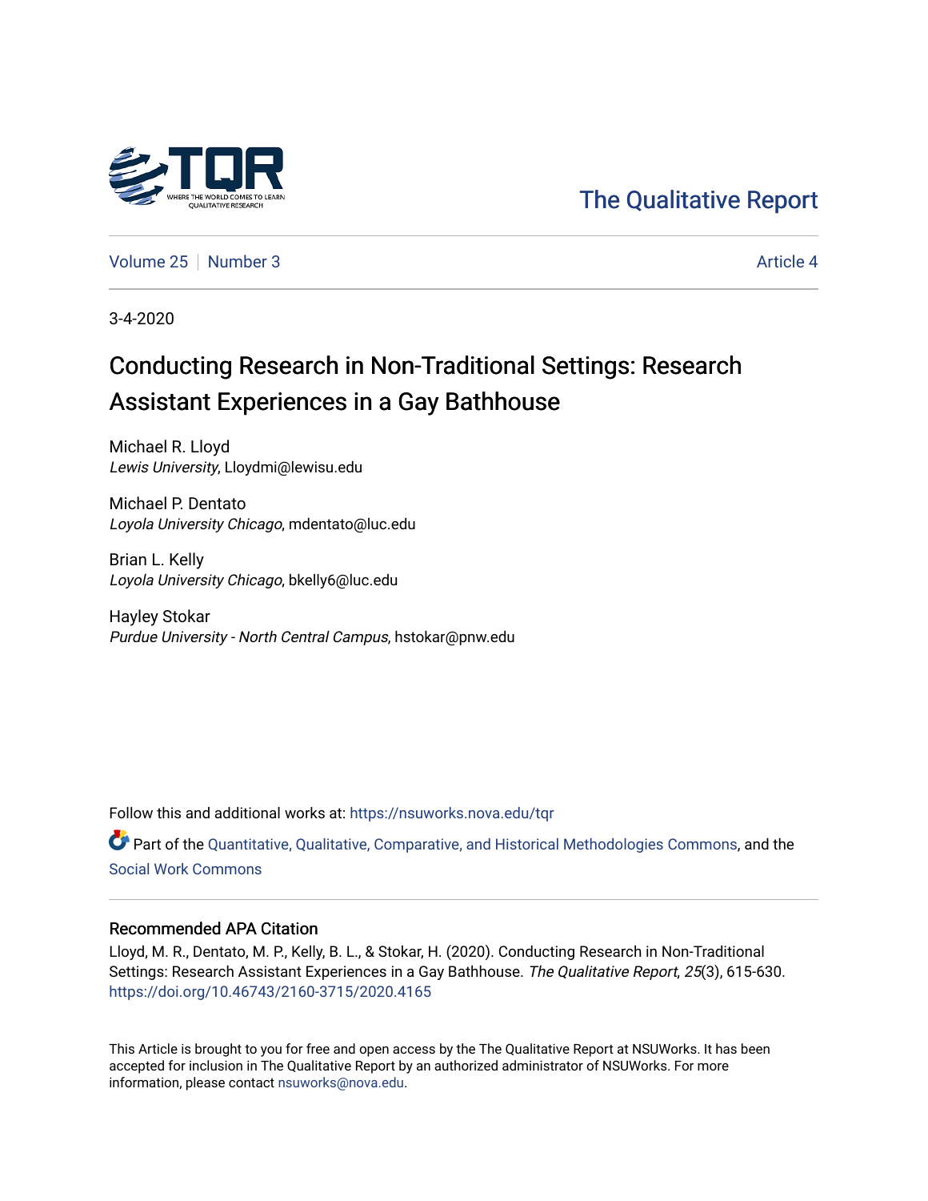The Qualitative Report

Volume 25 | Number 3 | Article 4

3-4-2020

# Conducting Research in Non-Traditional Settings: Research Assistant Experiences in a Gay Bathhouse

Michael R. Lloyd
*Lewis University*, Lloydmi@lewisu.edu

Michael P. Dentato
*Loyola University Chicago*, mdentato@luc.edu

Brian L. Kelly
*Loyola University Chicago*, bkelly6@luc.edu

Hayley Stokar
*Purdue University - North Central Campus*, hstokar@pnw.edu

Follow this and additional works at: https://nsuworks.nova.edu/tqr

Part of the Quantitative, Qualitative, Comparative, and Historical Methodologies Commons, and the Social Work Commons

## Recommended APA Citation

Lloyd, M. R., Dentato, M. P., Kelly, B. L., & Stokar, H. (2020). Conducting Research in Non-Traditional Settings: Research Assistant Experiences in a Gay Bathhouse. *The Qualitative Report*, *25*(3), 615-630. https://doi.org/10.46743/2160-3715/2020.4165

This Article is brought to you for free and open access by the The Qualitative Report at NSUWorks. It has been accepted for inclusion in The Qualitative Report by an authorized administrator of NSUWorks. For more information, please contact nsuworks@nova.edu.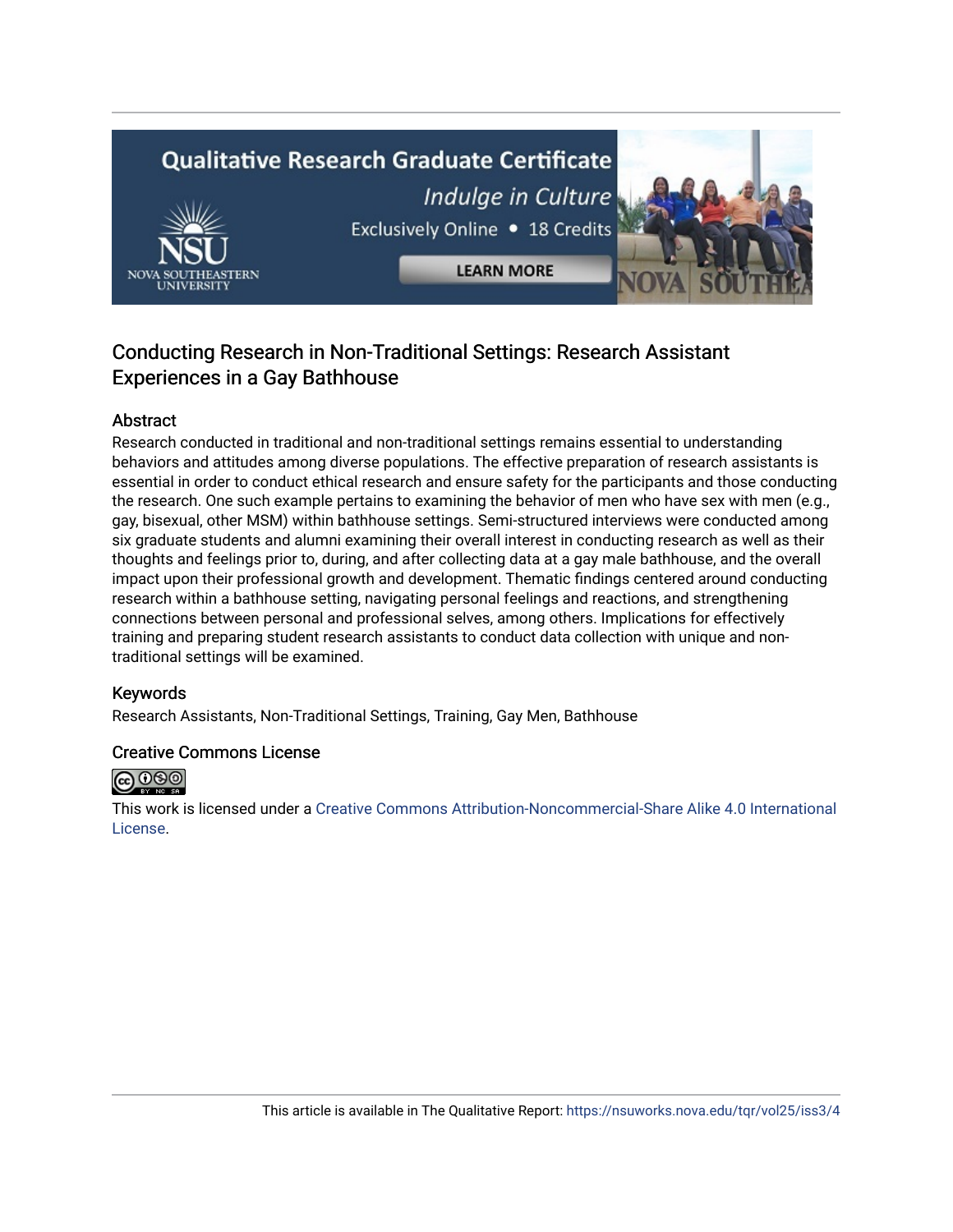## Conducting Research in Non-Traditional Settings: Research Assistant Experiences in a Gay Bathhouse

### Abstract

Research conducted in traditional and non-traditional settings remains essential to understanding behaviors and attitudes among diverse populations. The effective preparation of research assistants is essential in order to conduct ethical research and ensure safety for the participants and those conducting the research. One such example pertains to examining the behavior of men who have sex with men (e.g., gay, bisexual, other MSM) within bathhouse settings. Semi-structured interviews were conducted among six graduate students and alumni examining their overall interest in conducting research as well as their thoughts and feelings prior to, during, and after collecting data at a gay male bathhouse, and the overall impact upon their professional growth and development. Thematic findings centered around conducting research within a bathhouse setting, navigating personal feelings and reactions, and strengthening connections between personal and professional selves, among others. Implications for effectively training and preparing student research assistants to conduct data collection with unique and non-traditional settings will be examined.

### Keywords

Research Assistants, Non-Traditional Settings, Training, Gay Men, Bathhouse

### Creative Commons License

This work is licensed under a Creative Commons Attribution-Noncommercial-Share Alike 4.0 International License.

This article is available in The Qualitative Report: https://nsuworks.nova.edu/tqr/vol25/iss3/4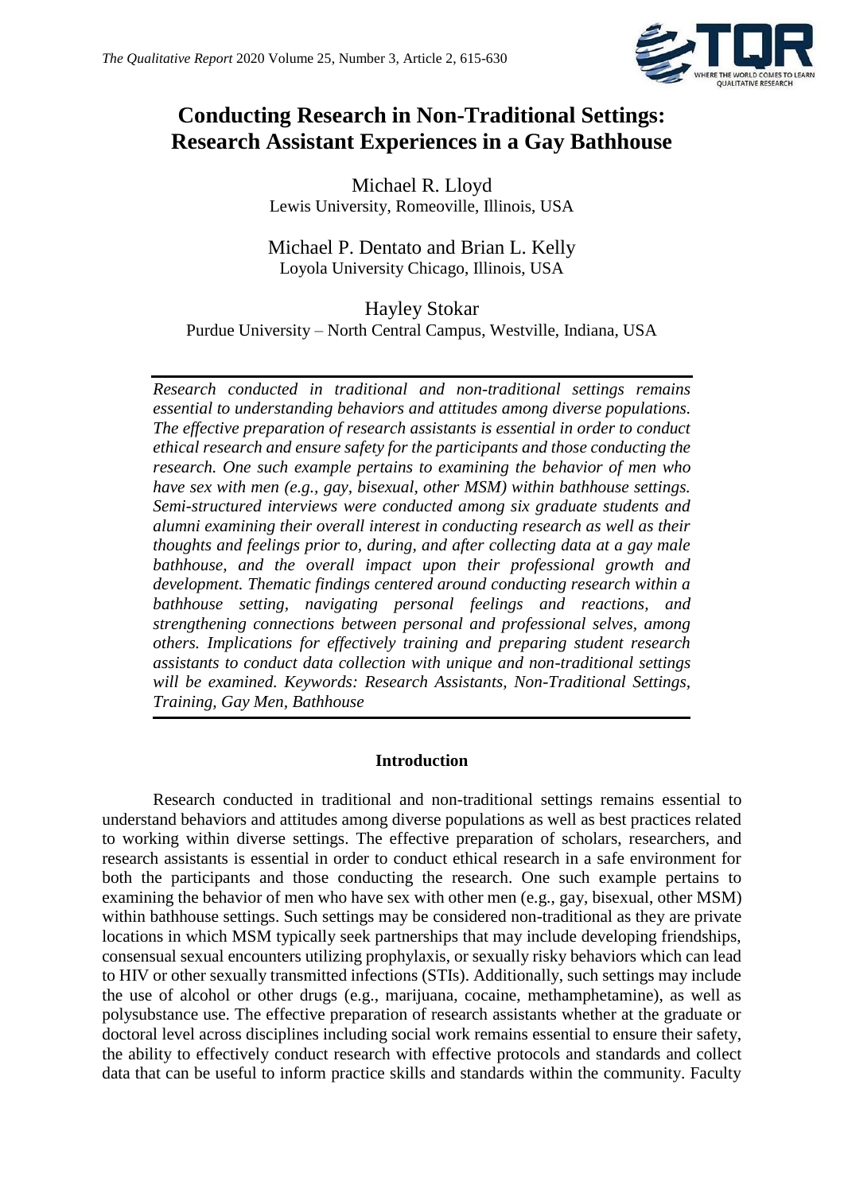# Conducting Research in Non-Traditional Settings: Research Assistant Experiences in a Gay Bathhouse

Michael R. Lloyd
Lewis University, Romeoville, Illinois, USA

Michael P. Dentato and Brian L. Kelly
Loyola University Chicago, Illinois, USA

Hayley Stokar
Purdue University – North Central Campus, Westville, Indiana, USA

*Research conducted in traditional and non-traditional settings remains essential to understanding behaviors and attitudes among diverse populations. The effective preparation of research assistants is essential in order to conduct ethical research and ensure safety for the participants and those conducting the research. One such example pertains to examining the behavior of men who have sex with men (e.g., gay, bisexual, other MSM) within bathhouse settings. Semi-structured interviews were conducted among six graduate students and alumni examining their overall interest in conducting research as well as their thoughts and feelings prior to, during, and after collecting data at a gay male bathhouse, and the overall impact upon their professional growth and development. Thematic findings centered around conducting research within a bathhouse setting, navigating personal feelings and reactions, and strengthening connections between personal and professional selves, among others. Implications for effectively training and preparing student research assistants to conduct data collection with unique and non-traditional settings will be examined. Keywords: Research Assistants, Non-Traditional Settings, Training, Gay Men, Bathhouse*

## Introduction

Research conducted in traditional and non-traditional settings remains essential to understand behaviors and attitudes among diverse populations as well as best practices related to working within diverse settings. The effective preparation of scholars, researchers, and research assistants is essential in order to conduct ethical research in a safe environment for both the participants and those conducting the research. One such example pertains to examining the behavior of men who have sex with other men (e.g., gay, bisexual, other MSM) within bathhouse settings. Such settings may be considered non-traditional as they are private locations in which MSM typically seek partnerships that may include developing friendships, consensual sexual encounters utilizing prophylaxis, or sexually risky behaviors which can lead to HIV or other sexually transmitted infections (STIs). Additionally, such settings may include the use of alcohol or other drugs (e.g., marijuana, cocaine, methamphetamine), as well as polysubstance use. The effective preparation of research assistants whether at the graduate or doctoral level across disciplines including social work remains essential to ensure their safety, the ability to effectively conduct research with effective protocols and standards and collect data that can be useful to inform practice skills and standards within the community. Faculty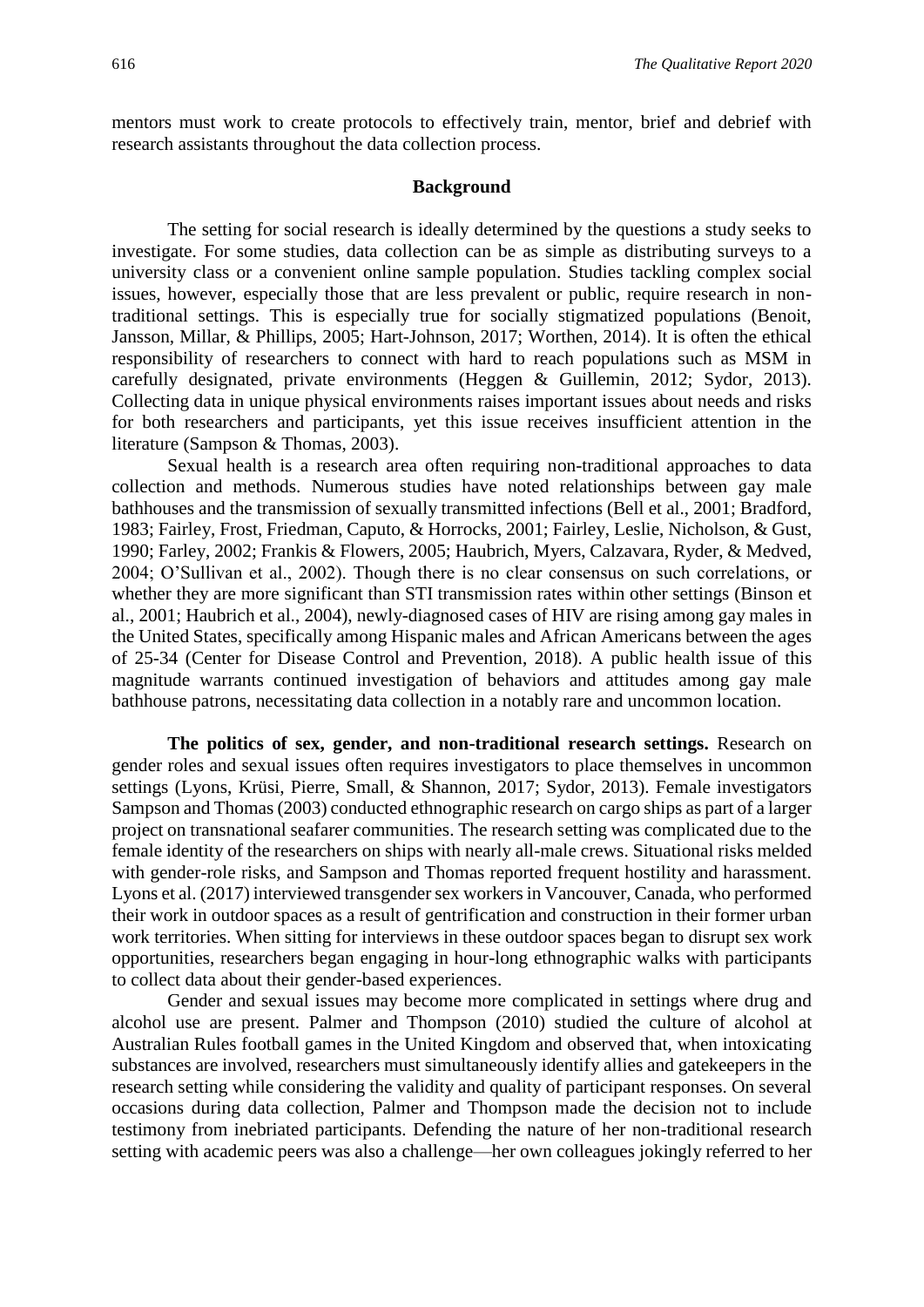mentors must work to create protocols to effectively train, mentor, brief and debrief with research assistants throughout the data collection process.

## Background

The setting for social research is ideally determined by the questions a study seeks to investigate. For some studies, data collection can be as simple as distributing surveys to a university class or a convenient online sample population. Studies tackling complex social issues, however, especially those that are less prevalent or public, require research in non-traditional settings. This is especially true for socially stigmatized populations (Benoit, Jansson, Millar, & Phillips, 2005; Hart-Johnson, 2017; Worthen, 2014). It is often the ethical responsibility of researchers to connect with hard to reach populations such as MSM in carefully designated, private environments (Heggen & Guillemin, 2012; Sydor, 2013). Collecting data in unique physical environments raises important issues about needs and risks for both researchers and participants, yet this issue receives insufficient attention in the literature (Sampson & Thomas, 2003).

Sexual health is a research area often requiring non-traditional approaches to data collection and methods. Numerous studies have noted relationships between gay male bathhouses and the transmission of sexually transmitted infections (Bell et al., 2001; Bradford, 1983; Fairley, Frost, Friedman, Caputo, & Horrocks, 2001; Fairley, Leslie, Nicholson, & Gust, 1990; Farley, 2002; Frankis & Flowers, 2005; Haubrich, Myers, Calzavara, Ryder, & Medved, 2004; O'Sullivan et al., 2002). Though there is no clear consensus on such correlations, or whether they are more significant than STI transmission rates within other settings (Binson et al., 2001; Haubrich et al., 2004), newly-diagnosed cases of HIV are rising among gay males in the United States, specifically among Hispanic males and African Americans between the ages of 25-34 (Center for Disease Control and Prevention, 2018). A public health issue of this magnitude warrants continued investigation of behaviors and attitudes among gay male bathhouse patrons, necessitating data collection in a notably rare and uncommon location.

**The politics of sex, gender, and non-traditional research settings.** Research on gender roles and sexual issues often requires investigators to place themselves in uncommon settings (Lyons, Krüsi, Pierre, Small, & Shannon, 2017; Sydor, 2013). Female investigators Sampson and Thomas (2003) conducted ethnographic research on cargo ships as part of a larger project on transnational seafarer communities. The research setting was complicated due to the female identity of the researchers on ships with nearly all-male crews. Situational risks melded with gender-role risks, and Sampson and Thomas reported frequent hostility and harassment. Lyons et al. (2017) interviewed transgender sex workers in Vancouver, Canada, who performed their work in outdoor spaces as a result of gentrification and construction in their former urban work territories. When sitting for interviews in these outdoor spaces began to disrupt sex work opportunities, researchers began engaging in hour-long ethnographic walks with participants to collect data about their gender-based experiences.

Gender and sexual issues may become more complicated in settings where drug and alcohol use are present. Palmer and Thompson (2010) studied the culture of alcohol at Australian Rules football games in the United Kingdom and observed that, when intoxicating substances are involved, researchers must simultaneously identify allies and gatekeepers in the research setting while considering the validity and quality of participant responses. On several occasions during data collection, Palmer and Thompson made the decision not to include testimony from inebriated participants. Defending the nature of her non-traditional research setting with academic peers was also a challenge—her own colleagues jokingly referred to her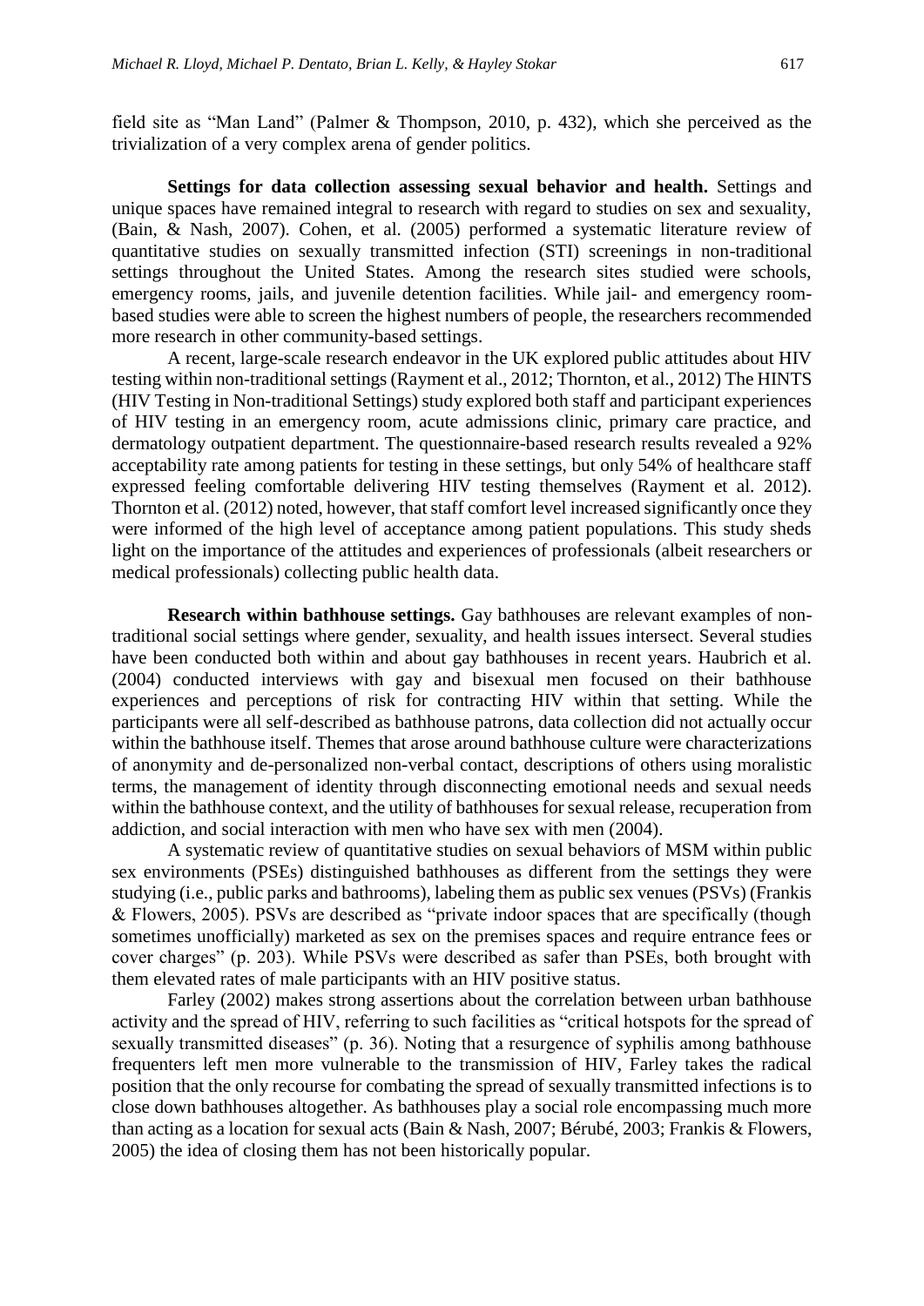field site as "Man Land" (Palmer & Thompson, 2010, p. 432), which she perceived as the trivialization of a very complex arena of gender politics.

**Settings for data collection assessing sexual behavior and health.** Settings and unique spaces have remained integral to research with regard to studies on sex and sexuality, (Bain, & Nash, 2007). Cohen, et al. (2005) performed a systematic literature review of quantitative studies on sexually transmitted infection (STI) screenings in non-traditional settings throughout the United States. Among the research sites studied were schools, emergency rooms, jails, and juvenile detention facilities. While jail- and emergency room-based studies were able to screen the highest numbers of people, the researchers recommended more research in other community-based settings.

A recent, large-scale research endeavor in the UK explored public attitudes about HIV testing within non-traditional settings (Rayment et al., 2012; Thornton, et al., 2012) The HINTS (HIV Testing in Non-traditional Settings) study explored both staff and participant experiences of HIV testing in an emergency room, acute admissions clinic, primary care practice, and dermatology outpatient department. The questionnaire-based research results revealed a 92% acceptability rate among patients for testing in these settings, but only 54% of healthcare staff expressed feeling comfortable delivering HIV testing themselves (Rayment et al. 2012). Thornton et al. (2012) noted, however, that staff comfort level increased significantly once they were informed of the high level of acceptance among patient populations. This study sheds light on the importance of the attitudes and experiences of professionals (albeit researchers or medical professionals) collecting public health data.

**Research within bathhouse settings.** Gay bathhouses are relevant examples of non-traditional social settings where gender, sexuality, and health issues intersect. Several studies have been conducted both within and about gay bathhouses in recent years. Haubrich et al. (2004) conducted interviews with gay and bisexual men focused on their bathhouse experiences and perceptions of risk for contracting HIV within that setting. While the participants were all self-described as bathhouse patrons, data collection did not actually occur within the bathhouse itself. Themes that arose around bathhouse culture were characterizations of anonymity and de-personalized non-verbal contact, descriptions of others using moralistic terms, the management of identity through disconnecting emotional needs and sexual needs within the bathhouse context, and the utility of bathhouses for sexual release, recuperation from addiction, and social interaction with men who have sex with men (2004).

A systematic review of quantitative studies on sexual behaviors of MSM within public sex environments (PSEs) distinguished bathhouses as different from the settings they were studying (i.e., public parks and bathrooms), labeling them as public sex venues (PSVs) (Frankis & Flowers, 2005). PSVs are described as "private indoor spaces that are specifically (though sometimes unofficially) marketed as sex on the premises spaces and require entrance fees or cover charges" (p. 203). While PSVs were described as safer than PSEs, both brought with them elevated rates of male participants with an HIV positive status.

Farley (2002) makes strong assertions about the correlation between urban bathhouse activity and the spread of HIV, referring to such facilities as "critical hotspots for the spread of sexually transmitted diseases" (p. 36). Noting that a resurgence of syphilis among bathhouse frequenters left men more vulnerable to the transmission of HIV, Farley takes the radical position that the only recourse for combating the spread of sexually transmitted infections is to close down bathhouses altogether. As bathhouses play a social role encompassing much more than acting as a location for sexual acts (Bain & Nash, 2007; Bérubé, 2003; Frankis & Flowers, 2005) the idea of closing them has not been historically popular.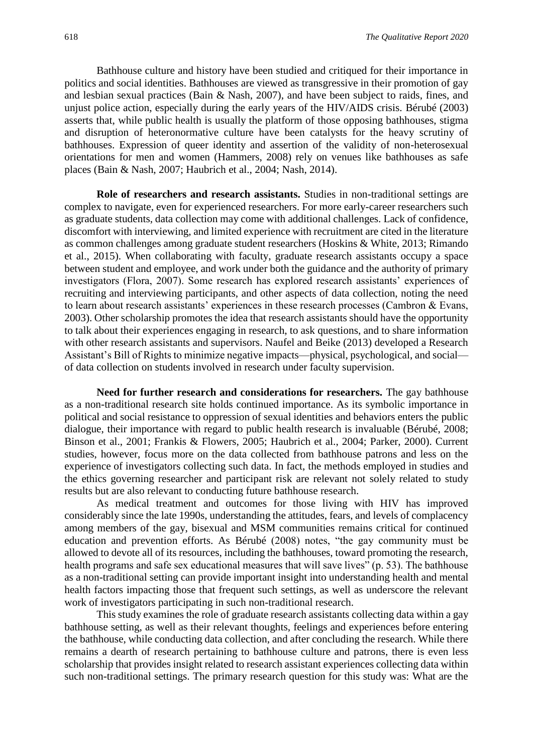Bathhouse culture and history have been studied and critiqued for their importance in politics and social identities. Bathhouses are viewed as transgressive in their promotion of gay and lesbian sexual practices (Bain & Nash, 2007), and have been subject to raids, fines, and unjust police action, especially during the early years of the HIV/AIDS crisis. Bérubé (2003) asserts that, while public health is usually the platform of those opposing bathhouses, stigma and disruption of heteronormative culture have been catalysts for the heavy scrutiny of bathhouses. Expression of queer identity and assertion of the validity of non-heterosexual orientations for men and women (Hammers, 2008) rely on venues like bathhouses as safe places (Bain & Nash, 2007; Haubrich et al., 2004; Nash, 2014).

**Role of researchers and research assistants.** Studies in non-traditional settings are complex to navigate, even for experienced researchers. For more early-career researchers such as graduate students, data collection may come with additional challenges. Lack of confidence, discomfort with interviewing, and limited experience with recruitment are cited in the literature as common challenges among graduate student researchers (Hoskins & White, 2013; Rimando et al., 2015). When collaborating with faculty, graduate research assistants occupy a space between student and employee, and work under both the guidance and the authority of primary investigators (Flora, 2007). Some research has explored research assistants' experiences of recruiting and interviewing participants, and other aspects of data collection, noting the need to learn about research assistants' experiences in these research processes (Cambron & Evans, 2003). Other scholarship promotes the idea that research assistants should have the opportunity to talk about their experiences engaging in research, to ask questions, and to share information with other research assistants and supervisors. Naufel and Beike (2013) developed a Research Assistant's Bill of Rights to minimize negative impacts—physical, psychological, and social—of data collection on students involved in research under faculty supervision.

**Need for further research and considerations for researchers.** The gay bathhouse as a non-traditional research site holds continued importance. As its symbolic importance in political and social resistance to oppression of sexual identities and behaviors enters the public dialogue, their importance with regard to public health research is invaluable (Bérubé, 2008; Binson et al., 2001; Frankis & Flowers, 2005; Haubrich et al., 2004; Parker, 2000). Current studies, however, focus more on the data collected from bathhouse patrons and less on the experience of investigators collecting such data. In fact, the methods employed in studies and the ethics governing researcher and participant risk are relevant not solely related to study results but are also relevant to conducting future bathhouse research.

As medical treatment and outcomes for those living with HIV has improved considerably since the late 1990s, understanding the attitudes, fears, and levels of complacency among members of the gay, bisexual and MSM communities remains critical for continued education and prevention efforts. As Bérubé (2008) notes, "the gay community must be allowed to devote all of its resources, including the bathhouses, toward promoting the research, health programs and safe sex educational measures that will save lives" (p. 53). The bathhouse as a non-traditional setting can provide important insight into understanding health and mental health factors impacting those that frequent such settings, as well as underscore the relevant work of investigators participating in such non-traditional research.

This study examines the role of graduate research assistants collecting data within a gay bathhouse setting, as well as their relevant thoughts, feelings and experiences before entering the bathhouse, while conducting data collection, and after concluding the research. While there remains a dearth of research pertaining to bathhouse culture and patrons, there is even less scholarship that provides insight related to research assistant experiences collecting data within such non-traditional settings. The primary research question for this study was: What are the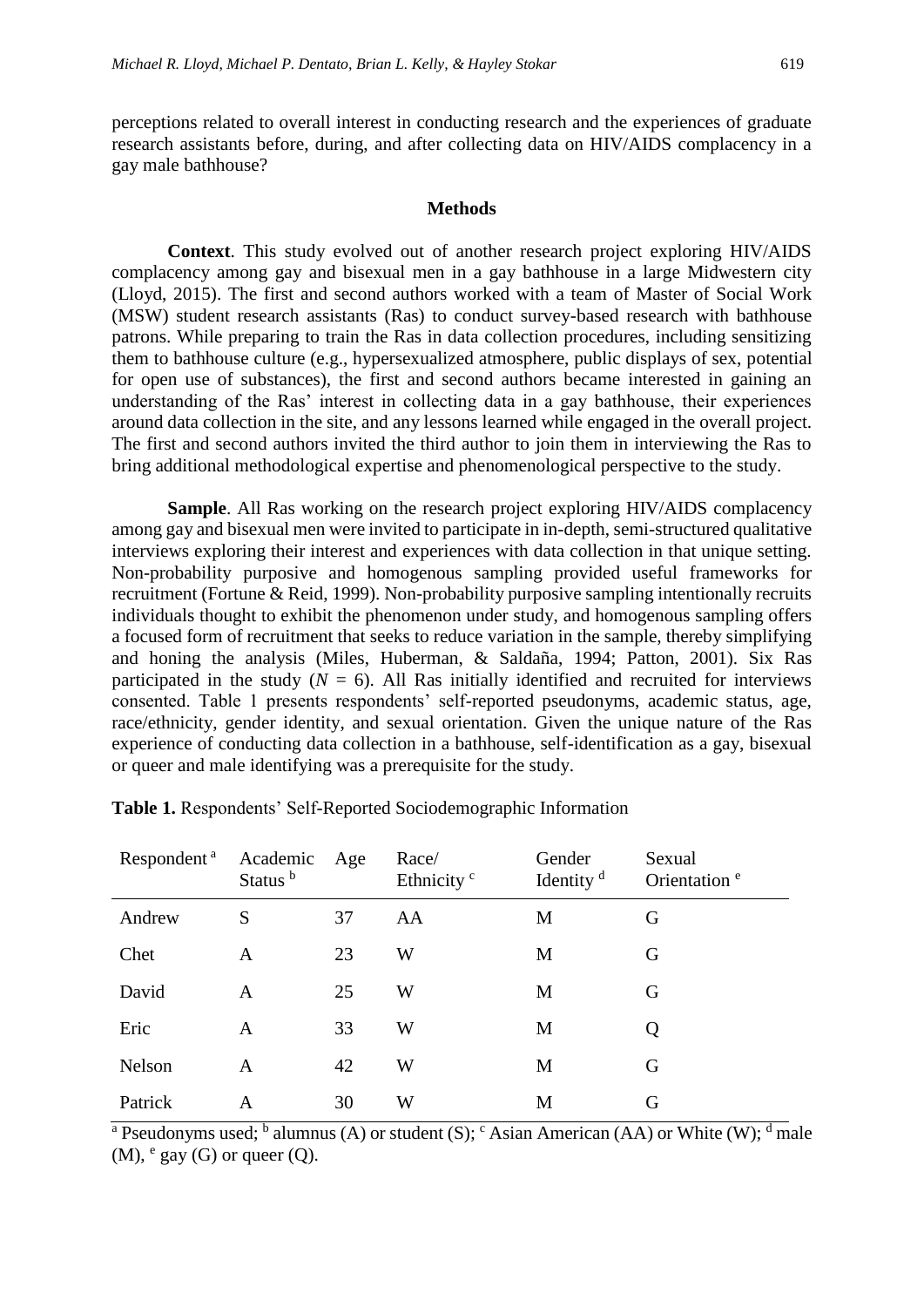perceptions related to overall interest in conducting research and the experiences of graduate research assistants before, during, and after collecting data on HIV/AIDS complacency in a gay male bathhouse?

## Methods

**Context**. This study evolved out of another research project exploring HIV/AIDS complacency among gay and bisexual men in a gay bathhouse in a large Midwestern city (Lloyd, 2015). The first and second authors worked with a team of Master of Social Work (MSW) student research assistants (Ras) to conduct survey-based research with bathhouse patrons. While preparing to train the Ras in data collection procedures, including sensitizing them to bathhouse culture (e.g., hypersexualized atmosphere, public displays of sex, potential for open use of substances), the first and second authors became interested in gaining an understanding of the Ras' interest in collecting data in a gay bathhouse, their experiences around data collection in the site, and any lessons learned while engaged in the overall project. The first and second authors invited the third author to join them in interviewing the Ras to bring additional methodological expertise and phenomenological perspective to the study.

**Sample**. All Ras working on the research project exploring HIV/AIDS complacency among gay and bisexual men were invited to participate in in-depth, semi-structured qualitative interviews exploring their interest and experiences with data collection in that unique setting. Non-probability purposive and homogenous sampling provided useful frameworks for recruitment (Fortune & Reid, 1999). Non-probability purposive sampling intentionally recruits individuals thought to exhibit the phenomenon under study, and homogenous sampling offers a focused form of recruitment that seeks to reduce variation in the sample, thereby simplifying and honing the analysis (Miles, Huberman, & Saldaña, 1994; Patton, 2001). Six Ras participated in the study ($N$ = 6). All Ras initially identified and recruited for interviews consented. Table 1 presents respondents' self-reported pseudonyms, academic status, age, race/ethnicity, gender identity, and sexual orientation. Given the unique nature of the Ras experience of conducting data collection in a bathhouse, self-identification as a gay, bisexual or queer and male identifying was a prerequisite for the study.

**Table 1.** Respondents' Self-Reported Sociodemographic Information

| Respondent [a] | Academic Status [b] | Age | Race/ Ethnicity [c] | Gender Identity [d] | Sexual Orientation [e] |
|---|---|---|---|---|---|
| Andrew | S | 37 | AA | M | G |
| Chet | A | 23 | W | M | G |
| David | A | 25 | W | M | G |
| Eric | A | 33 | W | M | Q |
| Nelson | A | 42 | W | M | G |
| Patrick | A | 30 | W | M | G |

[a] Pseudonyms used; [b] alumnus (A) or student (S); [c] Asian American (AA) or White (W); [d] male (M), [e] gay (G) or queer (Q).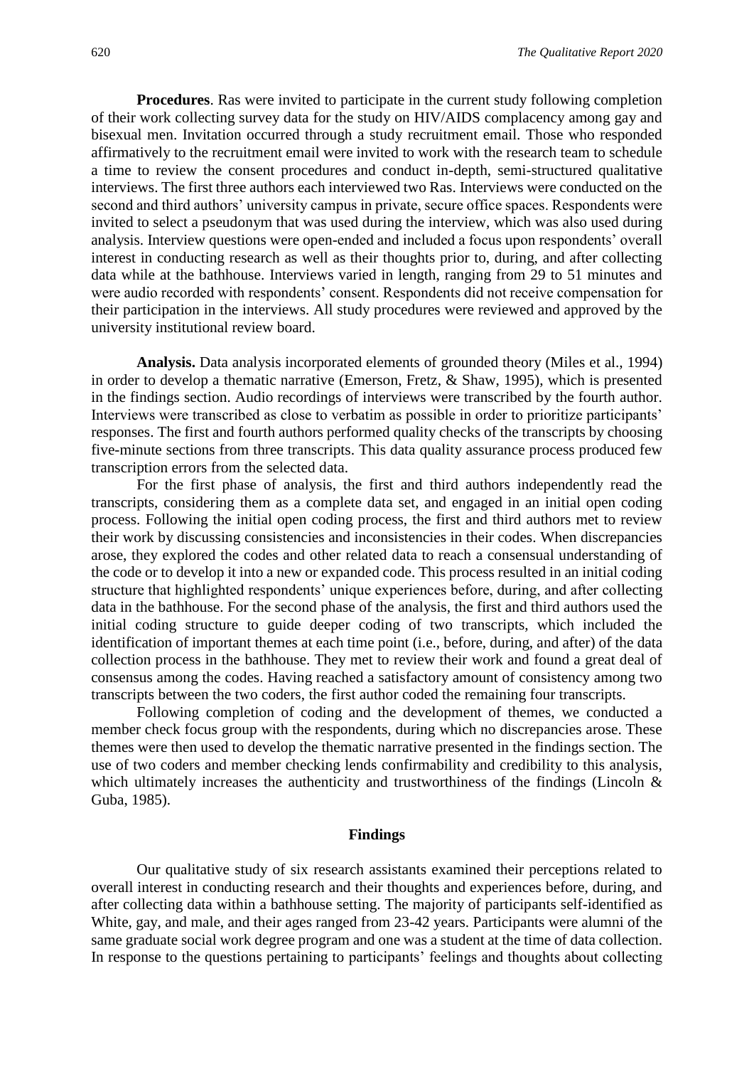**Procedures**. Ras were invited to participate in the current study following completion of their work collecting survey data for the study on HIV/AIDS complacency among gay and bisexual men. Invitation occurred through a study recruitment email. Those who responded affirmatively to the recruitment email were invited to work with the research team to schedule a time to review the consent procedures and conduct in-depth, semi-structured qualitative interviews. The first three authors each interviewed two Ras. Interviews were conducted on the second and third authors' university campus in private, secure office spaces. Respondents were invited to select a pseudonym that was used during the interview, which was also used during analysis. Interview questions were open-ended and included a focus upon respondents' overall interest in conducting research as well as their thoughts prior to, during, and after collecting data while at the bathhouse. Interviews varied in length, ranging from 29 to 51 minutes and were audio recorded with respondents' consent. Respondents did not receive compensation for their participation in the interviews. All study procedures were reviewed and approved by the university institutional review board.

**Analysis.** Data analysis incorporated elements of grounded theory (Miles et al., 1994) in order to develop a thematic narrative (Emerson, Fretz, & Shaw, 1995), which is presented in the findings section. Audio recordings of interviews were transcribed by the fourth author. Interviews were transcribed as close to verbatim as possible in order to prioritize participants' responses. The first and fourth authors performed quality checks of the transcripts by choosing five-minute sections from three transcripts. This data quality assurance process produced few transcription errors from the selected data.

For the first phase of analysis, the first and third authors independently read the transcripts, considering them as a complete data set, and engaged in an initial open coding process. Following the initial open coding process, the first and third authors met to review their work by discussing consistencies and inconsistencies in their codes. When discrepancies arose, they explored the codes and other related data to reach a consensual understanding of the code or to develop it into a new or expanded code. This process resulted in an initial coding structure that highlighted respondents' unique experiences before, during, and after collecting data in the bathhouse. For the second phase of the analysis, the first and third authors used the initial coding structure to guide deeper coding of two transcripts, which included the identification of important themes at each time point (i.e., before, during, and after) of the data collection process in the bathhouse. They met to review their work and found a great deal of consensus among the codes. Having reached a satisfactory amount of consistency among two transcripts between the two coders, the first author coded the remaining four transcripts.

Following completion of coding and the development of themes, we conducted a member check focus group with the respondents, during which no discrepancies arose. These themes were then used to develop the thematic narrative presented in the findings section. The use of two coders and member checking lends confirmability and credibility to this analysis, which ultimately increases the authenticity and trustworthiness of the findings (Lincoln & Guba, 1985).

## Findings

Our qualitative study of six research assistants examined their perceptions related to overall interest in conducting research and their thoughts and experiences before, during, and after collecting data within a bathhouse setting. The majority of participants self-identified as White, gay, and male, and their ages ranged from 23-42 years. Participants were alumni of the same graduate social work degree program and one was a student at the time of data collection. In response to the questions pertaining to participants' feelings and thoughts about collecting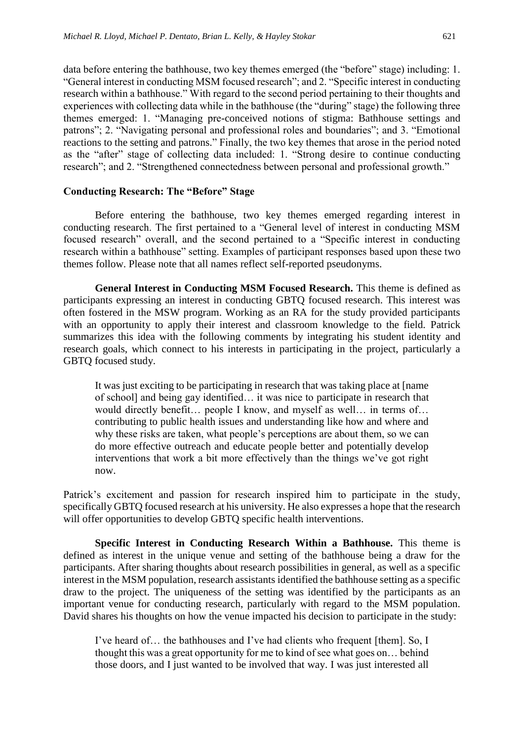data before entering the bathhouse, two key themes emerged (the "before" stage) including: 1. "General interest in conducting MSM focused research"; and 2. "Specific interest in conducting research within a bathhouse." With regard to the second period pertaining to their thoughts and experiences with collecting data while in the bathhouse (the "during" stage) the following three themes emerged: 1. "Managing pre-conceived notions of stigma: Bathhouse settings and patrons"; 2. "Navigating personal and professional roles and boundaries"; and 3. "Emotional reactions to the setting and patrons." Finally, the two key themes that arose in the period noted as the "after" stage of collecting data included: 1. "Strong desire to continue conducting research"; and 2. "Strengthened connectedness between personal and professional growth."

### Conducting Research: The "Before" Stage

Before entering the bathhouse, two key themes emerged regarding interest in conducting research. The first pertained to a "General level of interest in conducting MSM focused research" overall, and the second pertained to a "Specific interest in conducting research within a bathhouse" setting. Examples of participant responses based upon these two themes follow. Please note that all names reflect self-reported pseudonyms.

**General Interest in Conducting MSM Focused Research.** This theme is defined as participants expressing an interest in conducting GBTQ focused research. This interest was often fostered in the MSW program. Working as an RA for the study provided participants with an opportunity to apply their interest and classroom knowledge to the field. Patrick summarizes this idea with the following comments by integrating his student identity and research goals, which connect to his interests in participating in the project, particularly a GBTQ focused study.

> It was just exciting to be participating in research that was taking place at [name of school] and being gay identified… it was nice to participate in research that would directly benefit… people I know, and myself as well… in terms of… contributing to public health issues and understanding like how and where and why these risks are taken, what people's perceptions are about them, so we can do more effective outreach and educate people better and potentially develop interventions that work a bit more effectively than the things we've got right now.

Patrick's excitement and passion for research inspired him to participate in the study, specifically GBTQ focused research at his university. He also expresses a hope that the research will offer opportunities to develop GBTQ specific health interventions.

**Specific Interest in Conducting Research Within a Bathhouse.** This theme is defined as interest in the unique venue and setting of the bathhouse being a draw for the participants. After sharing thoughts about research possibilities in general, as well as a specific interest in the MSM population, research assistants identified the bathhouse setting as a specific draw to the project. The uniqueness of the setting was identified by the participants as an important venue for conducting research, particularly with regard to the MSM population. David shares his thoughts on how the venue impacted his decision to participate in the study:

> I've heard of… the bathhouses and I've had clients who frequent [them]. So, I thought this was a great opportunity for me to kind of see what goes on… behind those doors, and I just wanted to be involved that way. I was just interested all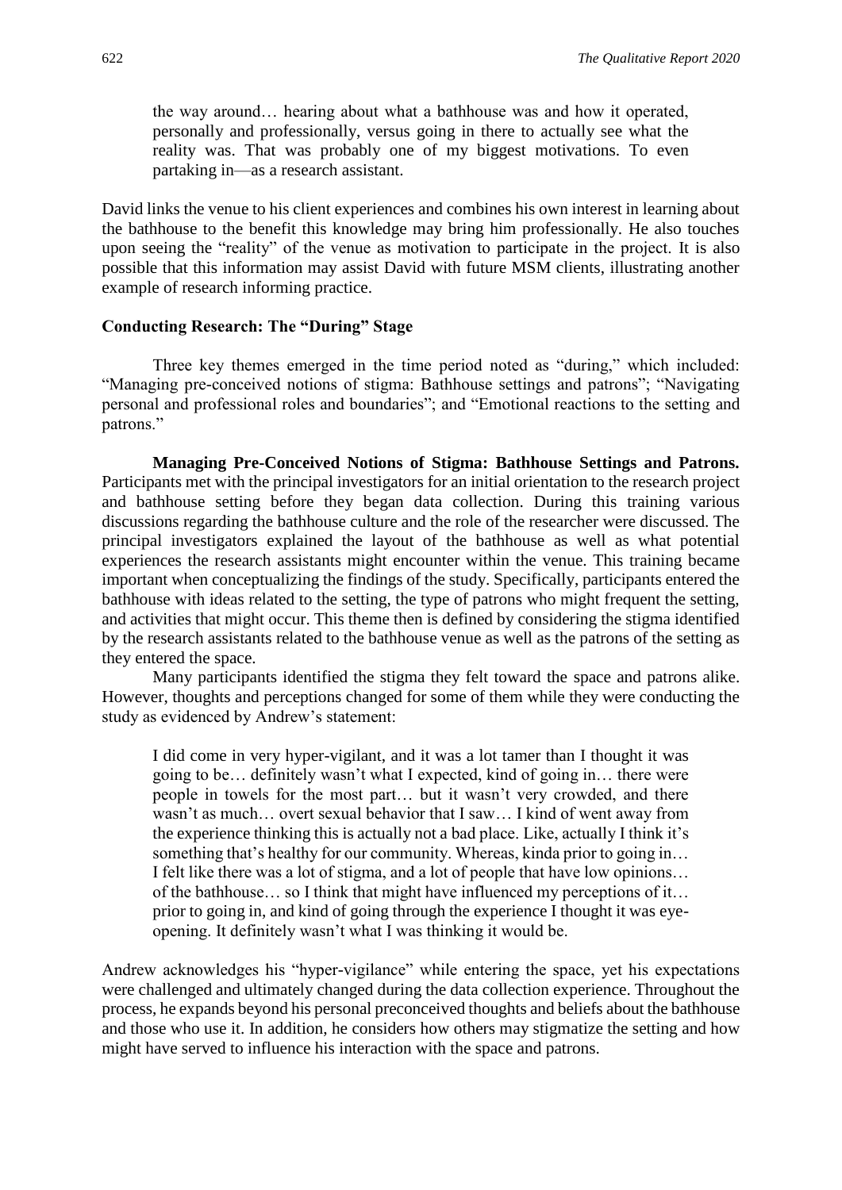> the way around… hearing about what a bathhouse was and how it operated, personally and professionally, versus going in there to actually see what the reality was. That was probably one of my biggest motivations. To even partaking in—as a research assistant.

David links the venue to his client experiences and combines his own interest in learning about the bathhouse to the benefit this knowledge may bring him professionally. He also touches upon seeing the "reality" of the venue as motivation to participate in the project. It is also possible that this information may assist David with future MSM clients, illustrating another example of research informing practice.

### Conducting Research: The "During" Stage

Three key themes emerged in the time period noted as "during," which included: "Managing pre-conceived notions of stigma: Bathhouse settings and patrons"; "Navigating personal and professional roles and boundaries"; and "Emotional reactions to the setting and patrons."

**Managing Pre-Conceived Notions of Stigma: Bathhouse Settings and Patrons.** Participants met with the principal investigators for an initial orientation to the research project and bathhouse setting before they began data collection. During this training various discussions regarding the bathhouse culture and the role of the researcher were discussed. The principal investigators explained the layout of the bathhouse as well as what potential experiences the research assistants might encounter within the venue. This training became important when conceptualizing the findings of the study. Specifically, participants entered the bathhouse with ideas related to the setting, the type of patrons who might frequent the setting, and activities that might occur. This theme then is defined by considering the stigma identified by the research assistants related to the bathhouse venue as well as the patrons of the setting as they entered the space.

Many participants identified the stigma they felt toward the space and patrons alike. However, thoughts and perceptions changed for some of them while they were conducting the study as evidenced by Andrew's statement:

> I did come in very hyper-vigilant, and it was a lot tamer than I thought it was going to be… definitely wasn't what I expected, kind of going in… there were people in towels for the most part… but it wasn't very crowded, and there wasn't as much… overt sexual behavior that I saw… I kind of went away from the experience thinking this is actually not a bad place. Like, actually I think it's something that's healthy for our community. Whereas, kinda prior to going in… I felt like there was a lot of stigma, and a lot of people that have low opinions… of the bathhouse… so I think that might have influenced my perceptions of it… prior to going in, and kind of going through the experience I thought it was eye-opening. It definitely wasn't what I was thinking it would be.

Andrew acknowledges his "hyper-vigilance" while entering the space, yet his expectations were challenged and ultimately changed during the data collection experience. Throughout the process, he expands beyond his personal preconceived thoughts and beliefs about the bathhouse and those who use it. In addition, he considers how others may stigmatize the setting and how might have served to influence his interaction with the space and patrons.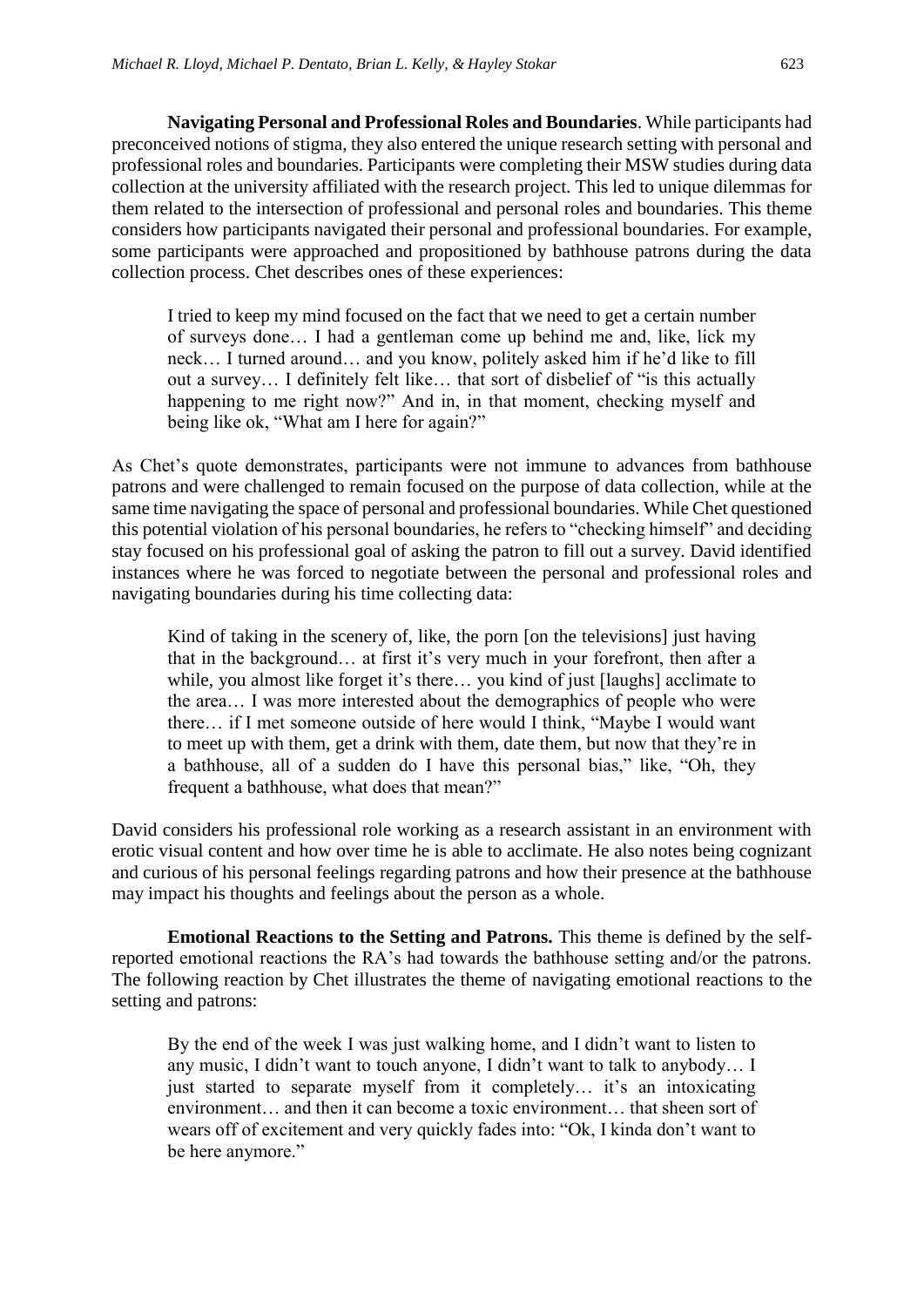**Navigating Personal and Professional Roles and Boundaries**. While participants had preconceived notions of stigma, they also entered the unique research setting with personal and professional roles and boundaries. Participants were completing their MSW studies during data collection at the university affiliated with the research project. This led to unique dilemmas for them related to the intersection of professional and personal roles and boundaries. This theme considers how participants navigated their personal and professional boundaries. For example, some participants were approached and propositioned by bathhouse patrons during the data collection process. Chet describes ones of these experiences:

> I tried to keep my mind focused on the fact that we need to get a certain number of surveys done… I had a gentleman come up behind me and, like, lick my neck… I turned around… and you know, politely asked him if he'd like to fill out a survey… I definitely felt like… that sort of disbelief of "is this actually happening to me right now?" And in, in that moment, checking myself and being like ok, "What am I here for again?"

As Chet's quote demonstrates, participants were not immune to advances from bathhouse patrons and were challenged to remain focused on the purpose of data collection, while at the same time navigating the space of personal and professional boundaries. While Chet questioned this potential violation of his personal boundaries, he refers to "checking himself" and deciding stay focused on his professional goal of asking the patron to fill out a survey. David identified instances where he was forced to negotiate between the personal and professional roles and navigating boundaries during his time collecting data:

> Kind of taking in the scenery of, like, the porn [on the televisions] just having that in the background… at first it's very much in your forefront, then after a while, you almost like forget it's there… you kind of just [laughs] acclimate to the area… I was more interested about the demographics of people who were there… if I met someone outside of here would I think, "Maybe I would want to meet up with them, get a drink with them, date them, but now that they're in a bathhouse, all of a sudden do I have this personal bias," like, "Oh, they frequent a bathhouse, what does that mean?"

David considers his professional role working as a research assistant in an environment with erotic visual content and how over time he is able to acclimate. He also notes being cognizant and curious of his personal feelings regarding patrons and how their presence at the bathhouse may impact his thoughts and feelings about the person as a whole.

**Emotional Reactions to the Setting and Patrons.** This theme is defined by the self-reported emotional reactions the RA's had towards the bathhouse setting and/or the patrons. The following reaction by Chet illustrates the theme of navigating emotional reactions to the setting and patrons:

> By the end of the week I was just walking home, and I didn't want to listen to any music, I didn't want to touch anyone, I didn't want to talk to anybody… I just started to separate myself from it completely… it's an intoxicating environment… and then it can become a toxic environment… that sheen sort of wears off of excitement and very quickly fades into: "Ok, I kinda don't want to be here anymore."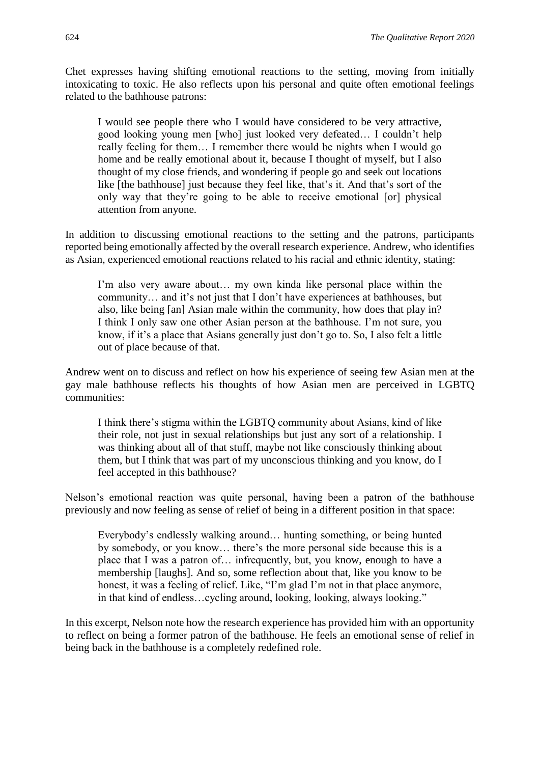Chet expresses having shifting emotional reactions to the setting, moving from initially intoxicating to toxic. He also reflects upon his personal and quite often emotional feelings related to the bathhouse patrons:

> I would see people there who I would have considered to be very attractive, good looking young men [who] just looked very defeated… I couldn't help really feeling for them… I remember there would be nights when I would go home and be really emotional about it, because I thought of myself, but I also thought of my close friends, and wondering if people go and seek out locations like [the bathhouse] just because they feel like, that's it. And that's sort of the only way that they're going to be able to receive emotional [or] physical attention from anyone.

In addition to discussing emotional reactions to the setting and the patrons, participants reported being emotionally affected by the overall research experience. Andrew, who identifies as Asian, experienced emotional reactions related to his racial and ethnic identity, stating:

> I'm also very aware about… my own kinda like personal place within the community… and it's not just that I don't have experiences at bathhouses, but also, like being [an] Asian male within the community, how does that play in? I think I only saw one other Asian person at the bathhouse. I'm not sure, you know, if it's a place that Asians generally just don't go to. So, I also felt a little out of place because of that.

Andrew went on to discuss and reflect on how his experience of seeing few Asian men at the gay male bathhouse reflects his thoughts of how Asian men are perceived in LGBTQ communities:

> I think there's stigma within the LGBTQ community about Asians, kind of like their role, not just in sexual relationships but just any sort of a relationship. I was thinking about all of that stuff, maybe not like consciously thinking about them, but I think that was part of my unconscious thinking and you know, do I feel accepted in this bathhouse?

Nelson's emotional reaction was quite personal, having been a patron of the bathhouse previously and now feeling as sense of relief of being in a different position in that space:

> Everybody's endlessly walking around… hunting something, or being hunted by somebody, or you know… there's the more personal side because this is a place that I was a patron of… infrequently, but, you know, enough to have a membership [laughs]. And so, some reflection about that, like you know to be honest, it was a feeling of relief. Like, "I'm glad I'm not in that place anymore, in that kind of endless…cycling around, looking, looking, always looking."

In this excerpt, Nelson note how the research experience has provided him with an opportunity to reflect on being a former patron of the bathhouse. He feels an emotional sense of relief in being back in the bathhouse is a completely redefined role.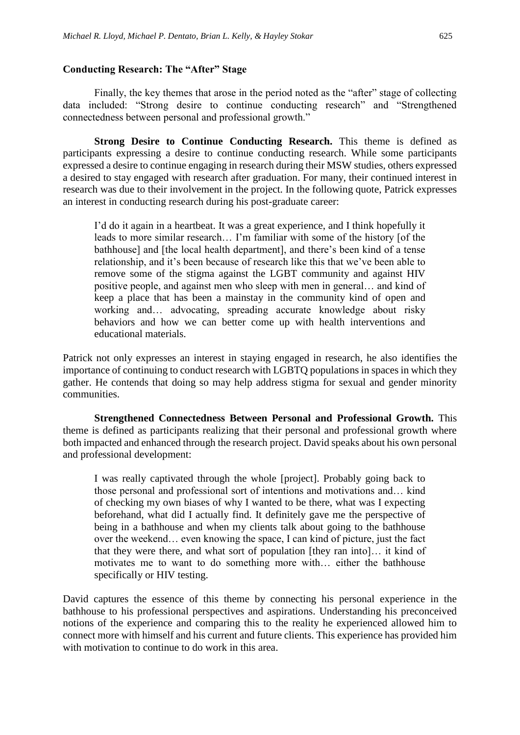### Conducting Research: The "After" Stage

Finally, the key themes that arose in the period noted as the "after" stage of collecting data included: "Strong desire to continue conducting research" and "Strengthened connectedness between personal and professional growth."

**Strong Desire to Continue Conducting Research.** This theme is defined as participants expressing a desire to continue conducting research. While some participants expressed a desire to continue engaging in research during their MSW studies, others expressed a desired to stay engaged with research after graduation. For many, their continued interest in research was due to their involvement in the project. In the following quote, Patrick expresses an interest in conducting research during his post-graduate career:

> I'd do it again in a heartbeat. It was a great experience, and I think hopefully it leads to more similar research… I'm familiar with some of the history [of the bathhouse] and [the local health department], and there's been kind of a tense relationship, and it's been because of research like this that we've been able to remove some of the stigma against the LGBT community and against HIV positive people, and against men who sleep with men in general… and kind of keep a place that has been a mainstay in the community kind of open and working and… advocating, spreading accurate knowledge about risky behaviors and how we can better come up with health interventions and educational materials.

Patrick not only expresses an interest in staying engaged in research, he also identifies the importance of continuing to conduct research with LGBTQ populations in spaces in which they gather. He contends that doing so may help address stigma for sexual and gender minority communities.

**Strengthened Connectedness Between Personal and Professional Growth.** This theme is defined as participants realizing that their personal and professional growth where both impacted and enhanced through the research project. David speaks about his own personal and professional development:

> I was really captivated through the whole [project]. Probably going back to those personal and professional sort of intentions and motivations and… kind of checking my own biases of why I wanted to be there, what was I expecting beforehand, what did I actually find. It definitely gave me the perspective of being in a bathhouse and when my clients talk about going to the bathhouse over the weekend… even knowing the space, I can kind of picture, just the fact that they were there, and what sort of population [they ran into]… it kind of motivates me to want to do something more with… either the bathhouse specifically or HIV testing.

David captures the essence of this theme by connecting his personal experience in the bathhouse to his professional perspectives and aspirations. Understanding his preconceived notions of the experience and comparing this to the reality he experienced allowed him to connect more with himself and his current and future clients. This experience has provided him with motivation to continue to do work in this area.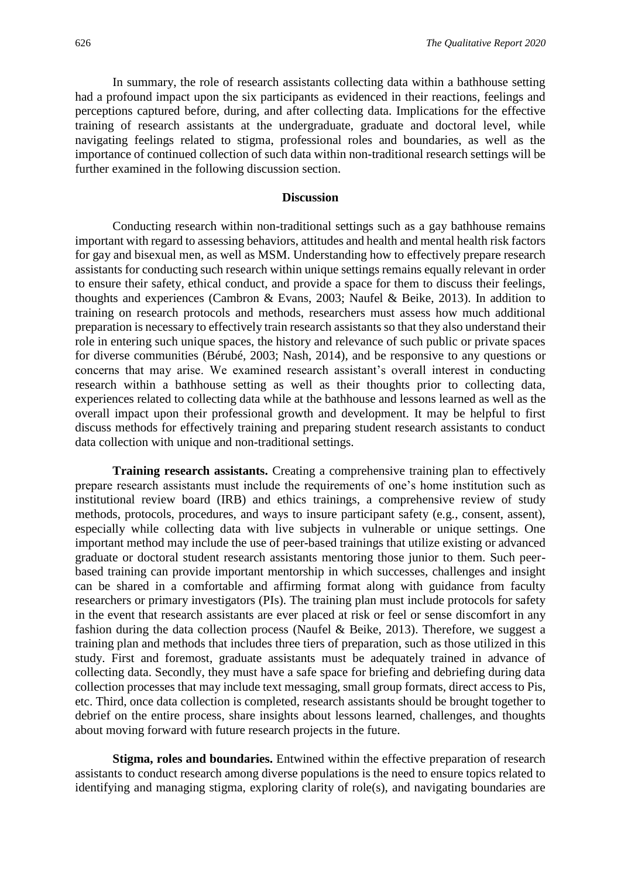In summary, the role of research assistants collecting data within a bathhouse setting had a profound impact upon the six participants as evidenced in their reactions, feelings and perceptions captured before, during, and after collecting data. Implications for the effective training of research assistants at the undergraduate, graduate and doctoral level, while navigating feelings related to stigma, professional roles and boundaries, as well as the importance of continued collection of such data within non-traditional research settings will be further examined in the following discussion section.

## Discussion

Conducting research within non-traditional settings such as a gay bathhouse remains important with regard to assessing behaviors, attitudes and health and mental health risk factors for gay and bisexual men, as well as MSM. Understanding how to effectively prepare research assistants for conducting such research within unique settings remains equally relevant in order to ensure their safety, ethical conduct, and provide a space for them to discuss their feelings, thoughts and experiences (Cambron & Evans, 2003; Naufel & Beike, 2013). In addition to training on research protocols and methods, researchers must assess how much additional preparation is necessary to effectively train research assistants so that they also understand their role in entering such unique spaces, the history and relevance of such public or private spaces for diverse communities (Bérubé, 2003; Nash, 2014), and be responsive to any questions or concerns that may arise. We examined research assistant's overall interest in conducting research within a bathhouse setting as well as their thoughts prior to collecting data, experiences related to collecting data while at the bathhouse and lessons learned as well as the overall impact upon their professional growth and development. It may be helpful to first discuss methods for effectively training and preparing student research assistants to conduct data collection with unique and non-traditional settings.

**Training research assistants.** Creating a comprehensive training plan to effectively prepare research assistants must include the requirements of one's home institution such as institutional review board (IRB) and ethics trainings, a comprehensive review of study methods, protocols, procedures, and ways to insure participant safety (e.g., consent, assent), especially while collecting data with live subjects in vulnerable or unique settings. One important method may include the use of peer-based trainings that utilize existing or advanced graduate or doctoral student research assistants mentoring those junior to them. Such peer-based training can provide important mentorship in which successes, challenges and insight can be shared in a comfortable and affirming format along with guidance from faculty researchers or primary investigators (PIs). The training plan must include protocols for safety in the event that research assistants are ever placed at risk or feel or sense discomfort in any fashion during the data collection process (Naufel & Beike, 2013). Therefore, we suggest a training plan and methods that includes three tiers of preparation, such as those utilized in this study. First and foremost, graduate assistants must be adequately trained in advance of collecting data. Secondly, they must have a safe space for briefing and debriefing during data collection processes that may include text messaging, small group formats, direct access to Pis, etc. Third, once data collection is completed, research assistants should be brought together to debrief on the entire process, share insights about lessons learned, challenges, and thoughts about moving forward with future research projects in the future.

**Stigma, roles and boundaries.** Entwined within the effective preparation of research assistants to conduct research among diverse populations is the need to ensure topics related to identifying and managing stigma, exploring clarity of role(s), and navigating boundaries are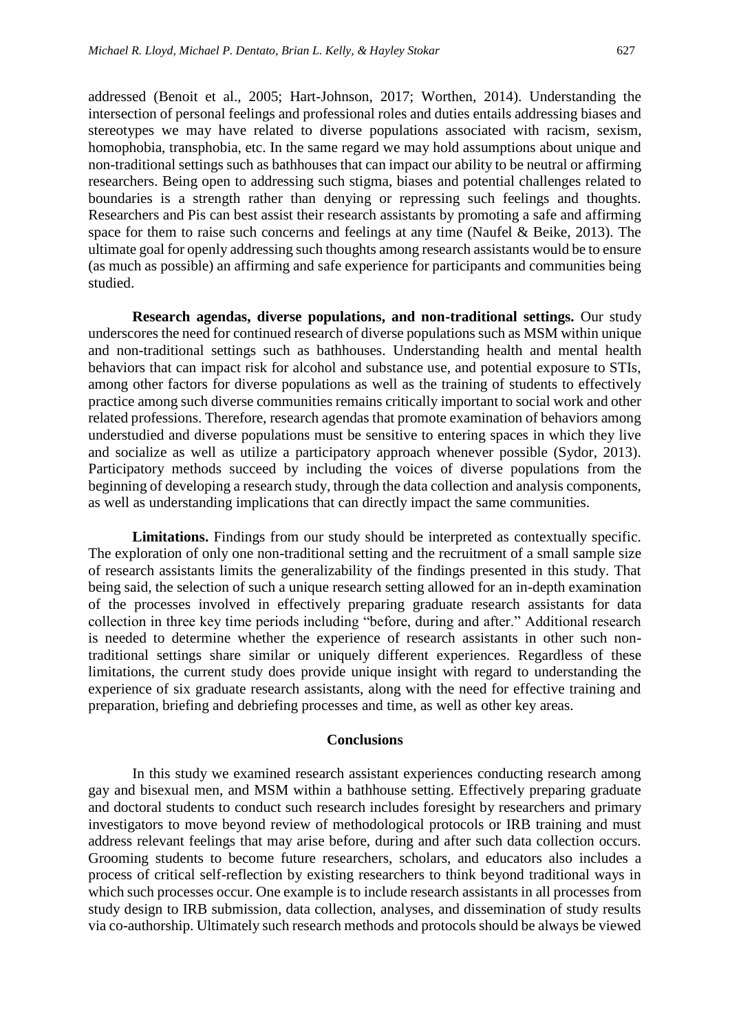addressed (Benoit et al., 2005; Hart-Johnson, 2017; Worthen, 2014). Understanding the intersection of personal feelings and professional roles and duties entails addressing biases and stereotypes we may have related to diverse populations associated with racism, sexism, homophobia, transphobia, etc. In the same regard we may hold assumptions about unique and non-traditional settings such as bathhouses that can impact our ability to be neutral or affirming researchers. Being open to addressing such stigma, biases and potential challenges related to boundaries is a strength rather than denying or repressing such feelings and thoughts. Researchers and Pis can best assist their research assistants by promoting a safe and affirming space for them to raise such concerns and feelings at any time (Naufel & Beike, 2013). The ultimate goal for openly addressing such thoughts among research assistants would be to ensure (as much as possible) an affirming and safe experience for participants and communities being studied.

**Research agendas, diverse populations, and non-traditional settings.** Our study underscores the need for continued research of diverse populations such as MSM within unique and non-traditional settings such as bathhouses. Understanding health and mental health behaviors that can impact risk for alcohol and substance use, and potential exposure to STIs, among other factors for diverse populations as well as the training of students to effectively practice among such diverse communities remains critically important to social work and other related professions. Therefore, research agendas that promote examination of behaviors among understudied and diverse populations must be sensitive to entering spaces in which they live and socialize as well as utilize a participatory approach whenever possible (Sydor, 2013). Participatory methods succeed by including the voices of diverse populations from the beginning of developing a research study, through the data collection and analysis components, as well as understanding implications that can directly impact the same communities.

**Limitations.** Findings from our study should be interpreted as contextually specific. The exploration of only one non-traditional setting and the recruitment of a small sample size of research assistants limits the generalizability of the findings presented in this study. That being said, the selection of such a unique research setting allowed for an in-depth examination of the processes involved in effectively preparing graduate research assistants for data collection in three key time periods including "before, during and after." Additional research is needed to determine whether the experience of research assistants in other such non-traditional settings share similar or uniquely different experiences. Regardless of these limitations, the current study does provide unique insight with regard to understanding the experience of six graduate research assistants, along with the need for effective training and preparation, briefing and debriefing processes and time, as well as other key areas.

## Conclusions

In this study we examined research assistant experiences conducting research among gay and bisexual men, and MSM within a bathhouse setting. Effectively preparing graduate and doctoral students to conduct such research includes foresight by researchers and primary investigators to move beyond review of methodological protocols or IRB training and must address relevant feelings that may arise before, during and after such data collection occurs. Grooming students to become future researchers, scholars, and educators also includes a process of critical self-reflection by existing researchers to think beyond traditional ways in which such processes occur. One example is to include research assistants in all processes from study design to IRB submission, data collection, analyses, and dissemination of study results via co-authorship. Ultimately such research methods and protocols should be always be viewed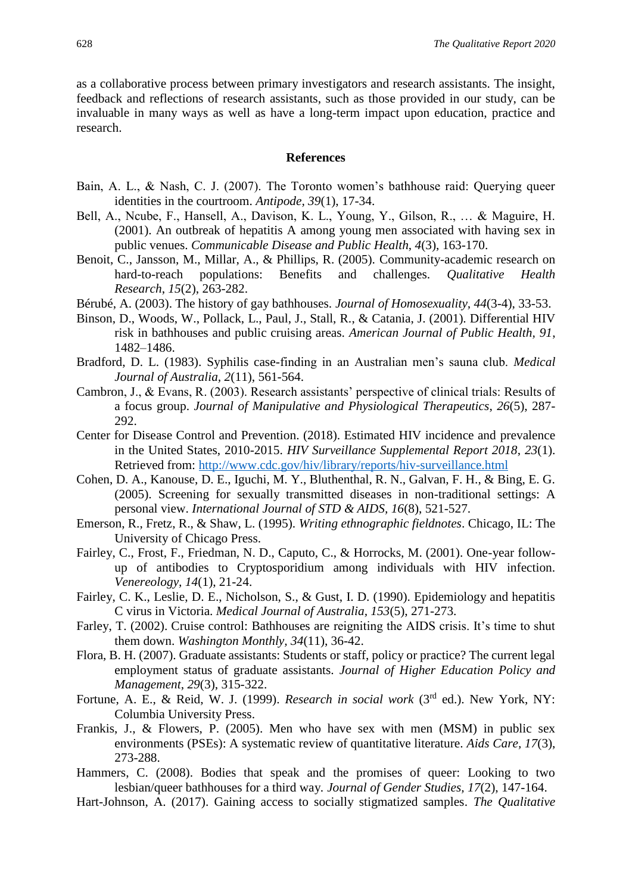as a collaborative process between primary investigators and research assistants. The insight, feedback and reflections of research assistants, such as those provided in our study, can be invaluable in many ways as well as have a long-term impact upon education, practice and research.

## References

Bain, A. L., & Nash, C. J. (2007). The Toronto women's bathhouse raid: Querying queer identities in the courtroom. *Antipode, 39*(1), 17-34.

Bell, A., Ncube, F., Hansell, A., Davison, K. L., Young, Y., Gilson, R., … & Maguire, H. (2001). An outbreak of hepatitis A among young men associated with having sex in public venues. *Communicable Disease and Public Health*, *4*(3), 163-170.

Benoit, C., Jansson, M., Millar, A., & Phillips, R. (2005). Community-academic research on hard-to-reach populations: Benefits and challenges. *Qualitative Health Research*, *15*(2), 263-282.

Bérubé, A. (2003). The history of gay bathhouses. *Journal of Homosexuality*, *44*(3-4), 33-53.

Binson, D., Woods, W., Pollack, L., Paul, J., Stall, R., & Catania, J. (2001). Differential HIV risk in bathhouses and public cruising areas. *American Journal of Public Health, 91*, 1482–1486.

Bradford, D. L. (1983). Syphilis case-finding in an Australian men's sauna club. *Medical Journal of Australia*, *2*(11), 561-564.

Cambron, J., & Evans, R. (2003). Research assistants' perspective of clinical trials: Results of a focus group. *Journal of Manipulative and Physiological Therapeutics*, *26*(5), 287-292.

Center for Disease Control and Prevention. (2018). Estimated HIV incidence and prevalence in the United States, 2010-2015. *HIV Surveillance Supplemental Report 2018*, *23*(1). Retrieved from: http://www.cdc.gov/hiv/library/reports/hiv-surveillance.html

Cohen, D. A., Kanouse, D. E., Iguchi, M. Y., Bluthenthal, R. N., Galvan, F. H., & Bing, E. G. (2005). Screening for sexually transmitted diseases in non-traditional settings: A personal view. *International Journal of STD & AIDS*, *16*(8), 521-527.

Emerson, R., Fretz, R., & Shaw, L. (1995). *Writing ethnographic fieldnotes*. Chicago, IL: The University of Chicago Press.

Fairley, C., Frost, F., Friedman, N. D., Caputo, C., & Horrocks, M. (2001). One-year follow-up of antibodies to Cryptosporidium among individuals with HIV infection. *Venereology*, *14*(1), 21-24.

Fairley, C. K., Leslie, D. E., Nicholson, S., & Gust, I. D. (1990). Epidemiology and hepatitis C virus in Victoria. *Medical Journal of Australia*, *153*(5), 271-273.

Farley, T. (2002). Cruise control: Bathhouses are reigniting the AIDS crisis. It's time to shut them down. *Washington Monthly, 34*(11), 36-42.

Flora, B. H. (2007). Graduate assistants: Students or staff, policy or practice? The current legal employment status of graduate assistants. *Journal of Higher Education Policy and Management*, *29*(3), 315-322.

Fortune, A. E., & Reid, W. J. (1999). *Research in social work* (3rd ed.). New York, NY: Columbia University Press.

Frankis, J., & Flowers, P. (2005). Men who have sex with men (MSM) in public sex environments (PSEs): A systematic review of quantitative literature. *Aids Care, 17*(3), 273-288.

Hammers, C. (2008). Bodies that speak and the promises of queer: Looking to two lesbian/queer bathhouses for a third way. *Journal of Gender Studies, 17*(2), 147-164.

Hart-Johnson, A. (2017). Gaining access to socially stigmatized samples. *The Qualitative*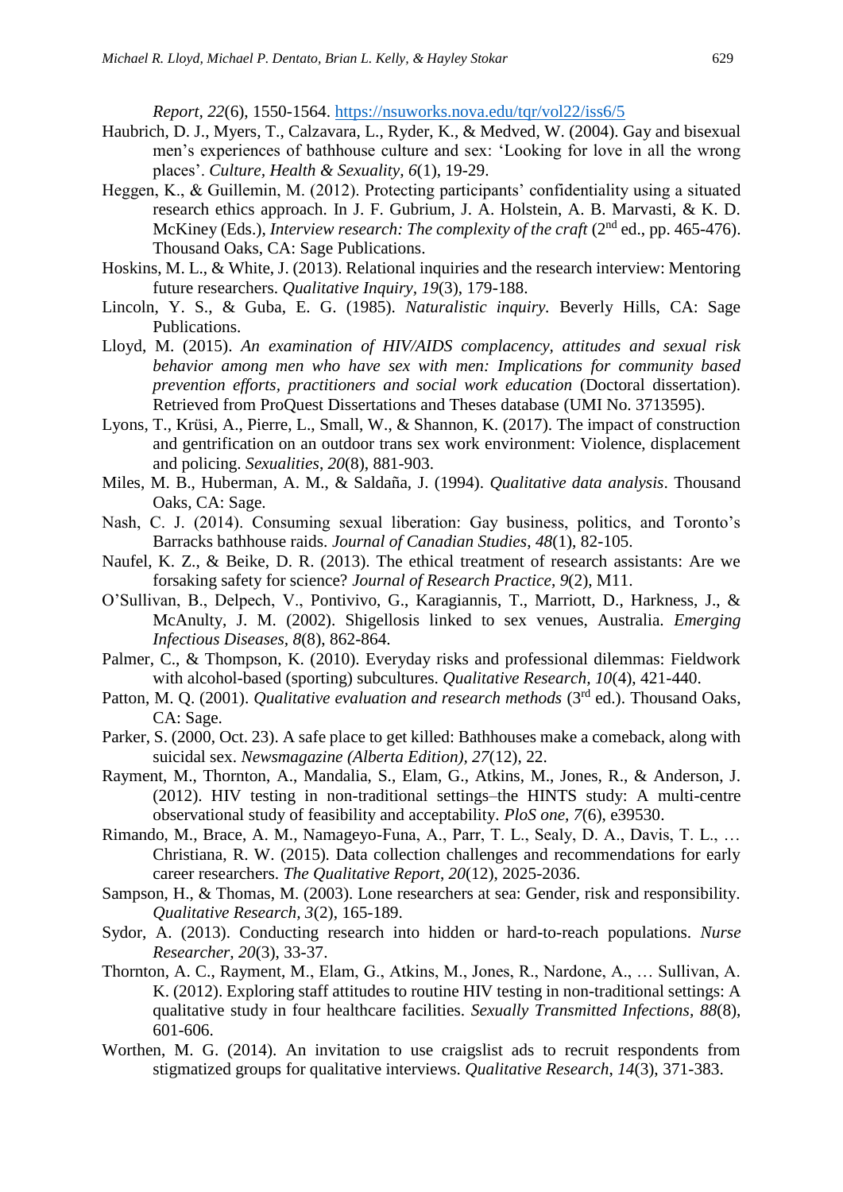*Report*, *22*(6), 1550-1564. https://nsuworks.nova.edu/tqr/vol22/iss6/5

Haubrich, D. J., Myers, T., Calzavara, L., Ryder, K., & Medved, W. (2004). Gay and bisexual men's experiences of bathhouse culture and sex: 'Looking for love in all the wrong places'. *Culture, Health & Sexuality*, *6*(1), 19-29.

Heggen, K., & Guillemin, M. (2012). Protecting participants' confidentiality using a situated research ethics approach. In J. F. Gubrium, J. A. Holstein, A. B. Marvasti, & K. D. McKiney (Eds.), *Interview research: The complexity of the craft* (2nd ed., pp. 465-476). Thousand Oaks, CA: Sage Publications.

Hoskins, M. L., & White, J. (2013). Relational inquiries and the research interview: Mentoring future researchers. *Qualitative Inquiry, 19*(3), 179-188.

Lincoln, Y. S., & Guba, E. G. (1985). *Naturalistic inquiry*. Beverly Hills, CA: Sage Publications.

Lloyd, M. (2015). *An examination of HIV/AIDS complacency, attitudes and sexual risk behavior among men who have sex with men: Implications for community based prevention efforts, practitioners and social work education* (Doctoral dissertation). Retrieved from ProQuest Dissertations and Theses database (UMI No. 3713595).

Lyons, T., Krüsi, A., Pierre, L., Small, W., & Shannon, K. (2017). The impact of construction and gentrification on an outdoor trans sex work environment: Violence, displacement and policing. *Sexualities*, *20*(8), 881-903.

Miles, M. B., Huberman, A. M., & Saldaña, J. (1994). *Qualitative data analysis*. Thousand Oaks, CA: Sage.

Nash, C. J. (2014). Consuming sexual liberation: Gay business, politics, and Toronto's Barracks bathhouse raids. *Journal of Canadian Studies*, *48*(1), 82-105.

Naufel, K. Z., & Beike, D. R. (2013). The ethical treatment of research assistants: Are we forsaking safety for science? *Journal of Research Practice*, *9*(2), M11.

O'Sullivan, B., Delpech, V., Pontivivo, G., Karagiannis, T., Marriott, D., Harkness, J., & McAnulty, J. M. (2002). Shigellosis linked to sex venues, Australia. *Emerging Infectious Diseases*, *8*(8), 862-864.

Palmer, C., & Thompson, K. (2010). Everyday risks and professional dilemmas: Fieldwork with alcohol-based (sporting) subcultures. *Qualitative Research*, *10*(4), 421-440.

Patton, M. Q. (2001). *Qualitative evaluation and research methods* (3rd ed.). Thousand Oaks, CA: Sage.

Parker, S. (2000, Oct. 23). A safe place to get killed: Bathhouses make a comeback, along with suicidal sex. *Newsmagazine (Alberta Edition)*, *27*(12), 22.

Rayment, M., Thornton, A., Mandalia, S., Elam, G., Atkins, M., Jones, R., & Anderson, J. (2012). HIV testing in non-traditional settings–the HINTS study: A multi-centre observational study of feasibility and acceptability. *PloS one*, *7*(6), e39530.

Rimando, M., Brace, A. M., Namageyo-Funa, A., Parr, T. L., Sealy, D. A., Davis, T. L., … Christiana, R. W. (2015). Data collection challenges and recommendations for early career researchers. *The Qualitative Report*, *20*(12), 2025-2036.

Sampson, H., & Thomas, M. (2003). Lone researchers at sea: Gender, risk and responsibility. *Qualitative Research*, *3*(2), 165-189.

Sydor, A. (2013). Conducting research into hidden or hard-to-reach populations. *Nurse Researcher*, *20*(3), 33-37.

Thornton, A. C., Rayment, M., Elam, G., Atkins, M., Jones, R., Nardone, A., … Sullivan, A. K. (2012). Exploring staff attitudes to routine HIV testing in non-traditional settings: A qualitative study in four healthcare facilities. *Sexually Transmitted Infections*, *88*(8), 601-606.

Worthen, M. G. (2014). An invitation to use craigslist ads to recruit respondents from stigmatized groups for qualitative interviews. *Qualitative Research*, *14*(3), 371-383.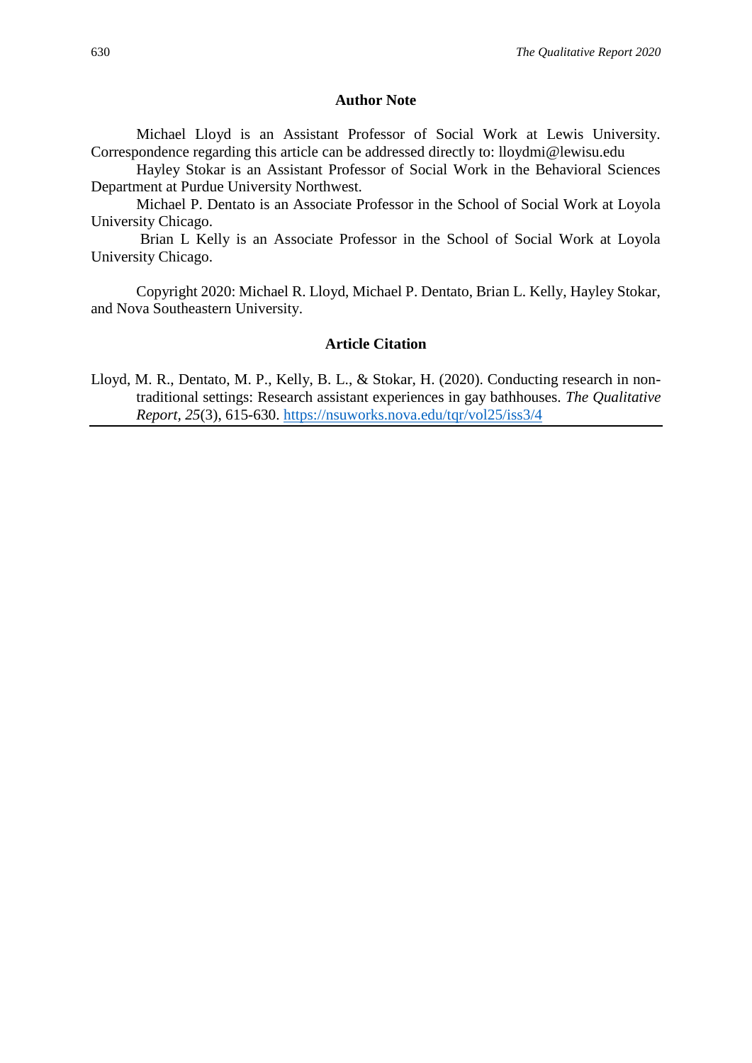## Author Note

Michael Lloyd is an Assistant Professor of Social Work at Lewis University. Correspondence regarding this article can be addressed directly to: lloydmi@lewisu.edu

Hayley Stokar is an Assistant Professor of Social Work in the Behavioral Sciences Department at Purdue University Northwest.

Michael P. Dentato is an Associate Professor in the School of Social Work at Loyola University Chicago.

Brian L Kelly is an Associate Professor in the School of Social Work at Loyola University Chicago.

Copyright 2020: Michael R. Lloyd, Michael P. Dentato, Brian L. Kelly, Hayley Stokar, and Nova Southeastern University.

## Article Citation

Lloyd, M. R., Dentato, M. P., Kelly, B. L., & Stokar, H. (2020). Conducting research in non-traditional settings: Research assistant experiences in gay bathhouses. *The Qualitative Report*, *25*(3), 615-630. https://nsuworks.nova.edu/tqr/vol25/iss3/4